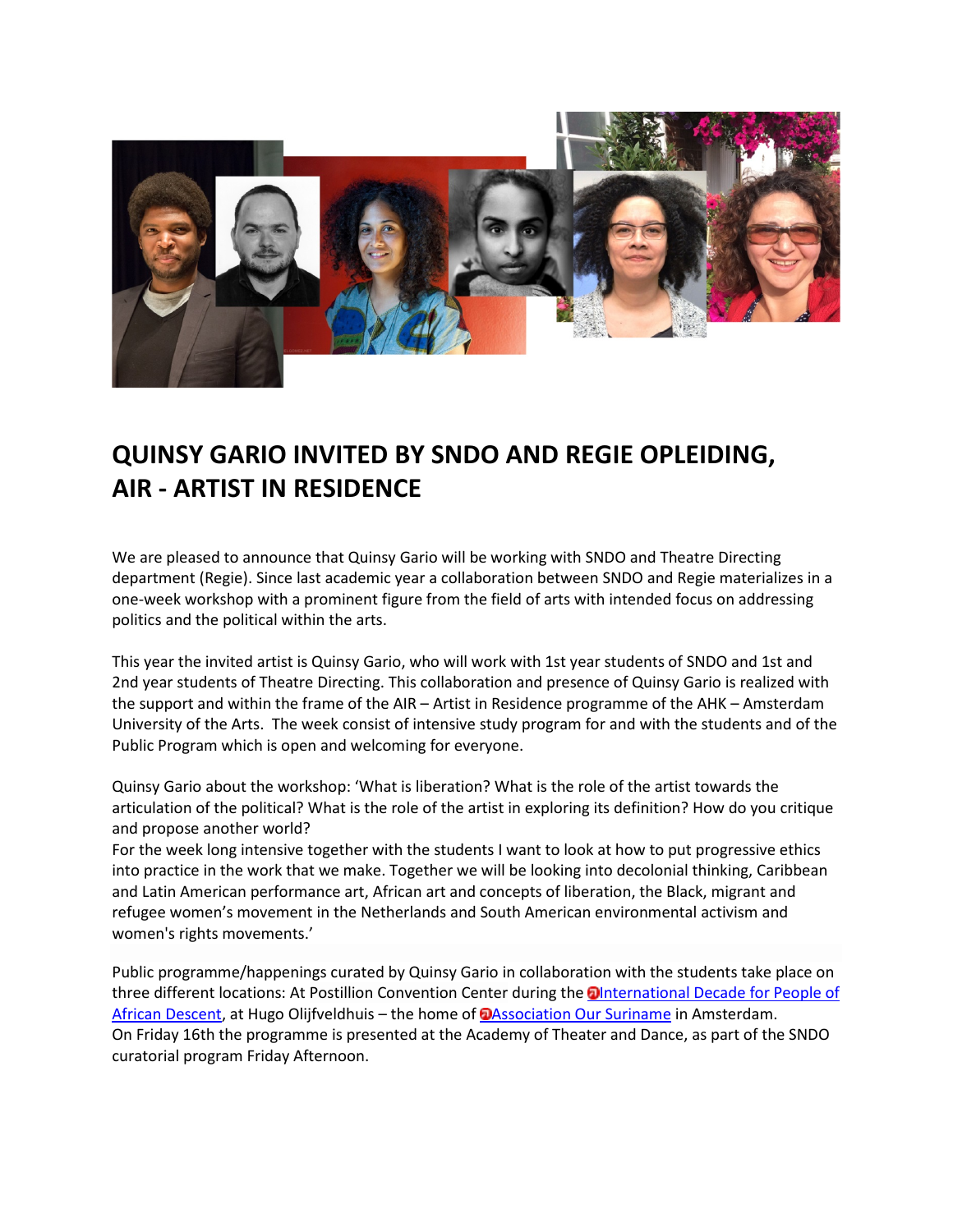# QUINSY GARIO INVITED BY SNDO AND REGIE OPLEIDING, AIR - ARTIST IN RESIDENCE

We are pleased to announce that Quinsy Gario will be working with SNDO and Theatre Directing department (Regie). Since last academic year a collaboration between SNDO and Regie materializes in a one-week workshop with a prominent figure from the field of arts with intended focus on addressing politics and the political within the arts.

This year the invited artist is Quinsy Gario, who will work with 1st year students of SNDO and 1st and 2nd year students of Theatre Directing. This collaboration and presence of Quinsy Gario is realized with the support and within the frame of the AIR – Artist in Residence programme of the AHK – Amsterdam University of the Arts. The week consist of intensive study program for and with the students and of the Public Program which is open and welcoming for everyone.

Quinsy Gario about the workshop: 'What is liberation? What is the role of the artist towards the articulation of the political? What is the role of the artist in exploring its definition? How do you critique and propose another world?
For the week long intensive together with the students I want to look at how to put progressive ethics into practice in the work that we make. Together we will be looking into decolonial thinking, Caribbean and Latin American performance art, African art and concepts of liberation, the Black, migrant and refugee women's movement in the Netherlands and South American environmental activism and women's rights movements.'

Public programme/happenings curated by Quinsy Gario in collaboration with the students take place on three different locations: At Postillion Convention Center during the International Decade for People of African Descent, at Hugo Olijfveldhuis – the home of Association Our Suriname in Amsterdam.
On Friday 16th the programme is presented at the Academy of Theater and Dance, as part of the SNDO curatorial program Friday Afternoon.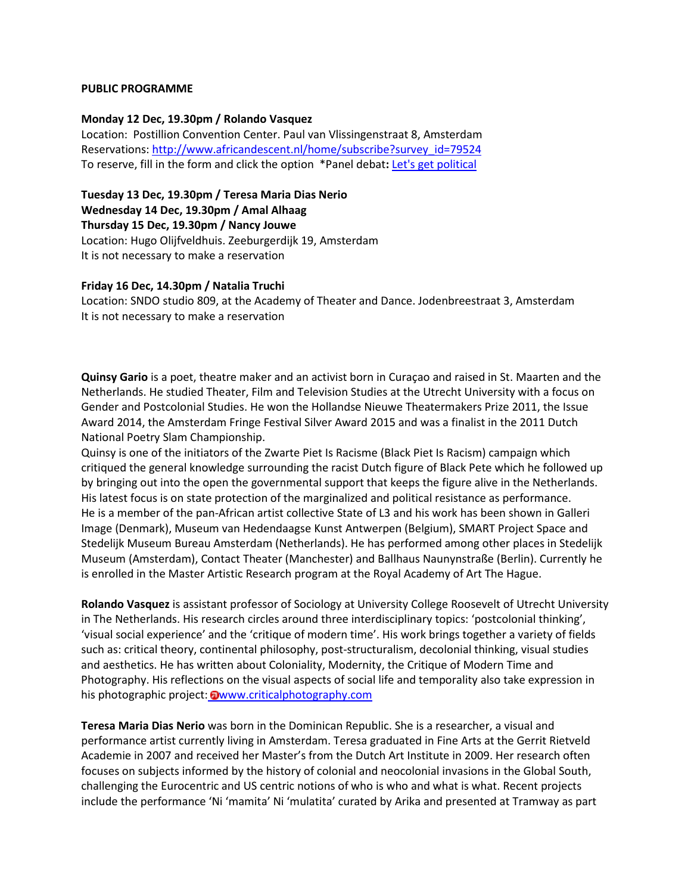**PUBLIC PROGRAMME**

**Monday 12 Dec, 19.30pm / Rolando Vasquez**
Location: Postillion Convention Center. Paul van Vlissingenstraat 8, Amsterdam
Reservations: [http://www.africandescent.nl/home/subscribe?survey_id=79524](http://www.africandescent.nl/home/subscribe?survey_id=79524)
To reserve, fill in the form and click the option *Panel debat**:** [Let's get political]()

**Tuesday 13 Dec, 19.30pm / Teresa Maria Dias Nerio**
**Wednesday 14 Dec, 19.30pm / Amal Alhaag**
**Thursday 15 Dec, 19.30pm / Nancy Jouwe**
Location: Hugo Olijfveldhuis. Zeeburgerdijk 19, Amsterdam
It is not necessary to make a reservation

**Friday 16 Dec, 14.30pm / Natalia Truchi**
Location: SNDO studio 809, at the Academy of Theater and Dance. Jodenbreestraat 3, Amsterdam
It is not necessary to make a reservation

**Quinsy Gario** is a poet, theatre maker and an activist born in Curaçao and raised in St. Maarten and the Netherlands. He studied Theater, Film and Television Studies at the Utrecht University with a focus on Gender and Postcolonial Studies. He won the Hollandse Nieuwe Theatermakers Prize 2011, the Issue Award 2014, the Amsterdam Fringe Festival Silver Award 2015 and was a finalist in the 2011 Dutch National Poetry Slam Championship.
Quinsy is one of the initiators of the Zwarte Piet Is Racisme (Black Piet Is Racism) campaign which critiqued the general knowledge surrounding the racist Dutch figure of Black Pete which he followed up by bringing out into the open the governmental support that keeps the figure alive in the Netherlands. His latest focus is on state protection of the marginalized and political resistance as performance.
He is a member of the pan-African artist collective State of L3 and his work has been shown in Galleri Image (Denmark), Museum van Hedendaagse Kunst Antwerpen (Belgium), SMART Project Space and Stedelijk Museum Bureau Amsterdam (Netherlands). He has performed among other places in Stedelijk Museum (Amsterdam), Contact Theater (Manchester) and Ballhaus Naunynstraße (Berlin). Currently he is enrolled in the Master Artistic Research program at the Royal Academy of Art The Hague.

**Rolando Vasquez** is assistant professor of Sociology at University College Roosevelt of Utrecht University in The Netherlands. His research circles around three interdisciplinary topics: 'postcolonial thinking', 'visual social experience' and the 'critique of modern time'. His work brings together a variety of fields such as: critical theory, continental philosophy, post-structuralism, decolonial thinking, visual studies and aesthetics. He has written about Coloniality, Modernity, the Critique of Modern Time and Photography. His reflections on the visual aspects of social life and temporality also take expression in his photographic project: [www.criticalphotography.com](http://www.criticalphotography.com)

**Teresa Maria Dias Nerio** was born in the Dominican Republic. She is a researcher, a visual and performance artist currently living in Amsterdam. Teresa graduated in Fine Arts at the Gerrit Rietveld Academie in 2007 and received her Master's from the Dutch Art Institute in 2009. Her research often focuses on subjects informed by the history of colonial and neocolonial invasions in the Global South, challenging the Eurocentric and US centric notions of who is who and what is what. Recent projects include the performance 'Ni 'mamita' Ni 'mulatita' curated by Arika and presented at Tramway as part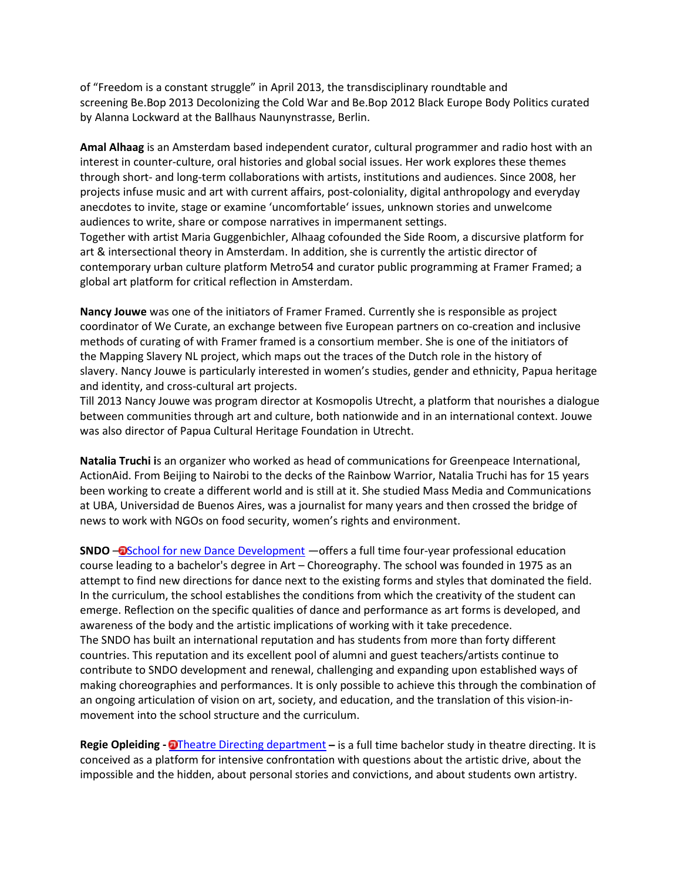of "Freedom is a constant struggle" in April 2013, the transdisciplinary roundtable and screening Be.Bop 2013 Decolonizing the Cold War and Be.Bop 2012 Black Europe Body Politics curated by Alanna Lockward at the Ballhaus Naunynstrasse, Berlin.

**Amal Alhaag** is an Amsterdam based independent curator, cultural programmer and radio host with an interest in counter-culture, oral histories and global social issues. Her work explores these themes through short- and long-term collaborations with artists, institutions and audiences. Since 2008, her projects infuse music and art with current affairs, post-coloniality, digital anthropology and everyday anecdotes to invite, stage or examine 'uncomfortable' issues, unknown stories and unwelcome audiences to write, share or compose narratives in impermanent settings.
Together with artist Maria Guggenbichler, Alhaag cofounded the Side Room, a discursive platform for art & intersectional theory in Amsterdam. In addition, she is currently the artistic director of contemporary urban culture platform Metro54 and curator public programming at Framer Framed; a global art platform for critical reflection in Amsterdam.

**Nancy Jouwe** was one of the initiators of Framer Framed. Currently she is responsible as project coordinator of We Curate, an exchange between five European partners on co-creation and inclusive methods of curating of with Framer framed is a consortium member. She is one of the initiators of the Mapping Slavery NL project, which maps out the traces of the Dutch role in the history of slavery. Nancy Jouwe is particularly interested in women's studies, gender and ethnicity, Papua heritage and identity, and cross-cultural art projects.
Till 2013 Nancy Jouwe was program director at Kosmopolis Utrecht, a platform that nourishes a dialogue between communities through art and culture, both nationwide and in an international context. Jouwe was also director of Papua Cultural Heritage Foundation in Utrecht.

**Natalia Truchi i**s an organizer who worked as head of communications for Greenpeace International, ActionAid. From Beijing to Nairobi to the decks of the Rainbow Warrior, Natalia Truchi has for 15 years been working to create a different world and is still at it. She studied Mass Media and Communications at UBA, Universidad de Buenos Aires, was a journalist for many years and then crossed the bridge of news to work with NGOs on food security, women's rights and environment.

**SNDO** – School for new Dance Development —offers a full time four-year professional education course leading to a bachelor's degree in Art – Choreography. The school was founded in 1975 as an attempt to find new directions for dance next to the existing forms and styles that dominated the field. In the curriculum, the school establishes the conditions from which the creativity of the student can emerge. Reflection on the specific qualities of dance and performance as art forms is developed, and awareness of the body and the artistic implications of working with it take precedence.
The SNDO has built an international reputation and has students from more than forty different countries. This reputation and its excellent pool of alumni and guest teachers/artists continue to contribute to SNDO development and renewal, challenging and expanding upon established ways of making choreographies and performances. It is only possible to achieve this through the combination of an ongoing articulation of vision on art, society, and education, and the translation of this vision-in-movement into the school structure and the curriculum.

**Regie Opleiding -** Theatre Directing department **–** is a full time bachelor study in theatre directing. It is conceived as a platform for intensive confrontation with questions about the artistic drive, about the impossible and the hidden, about personal stories and convictions, and about students own artistry.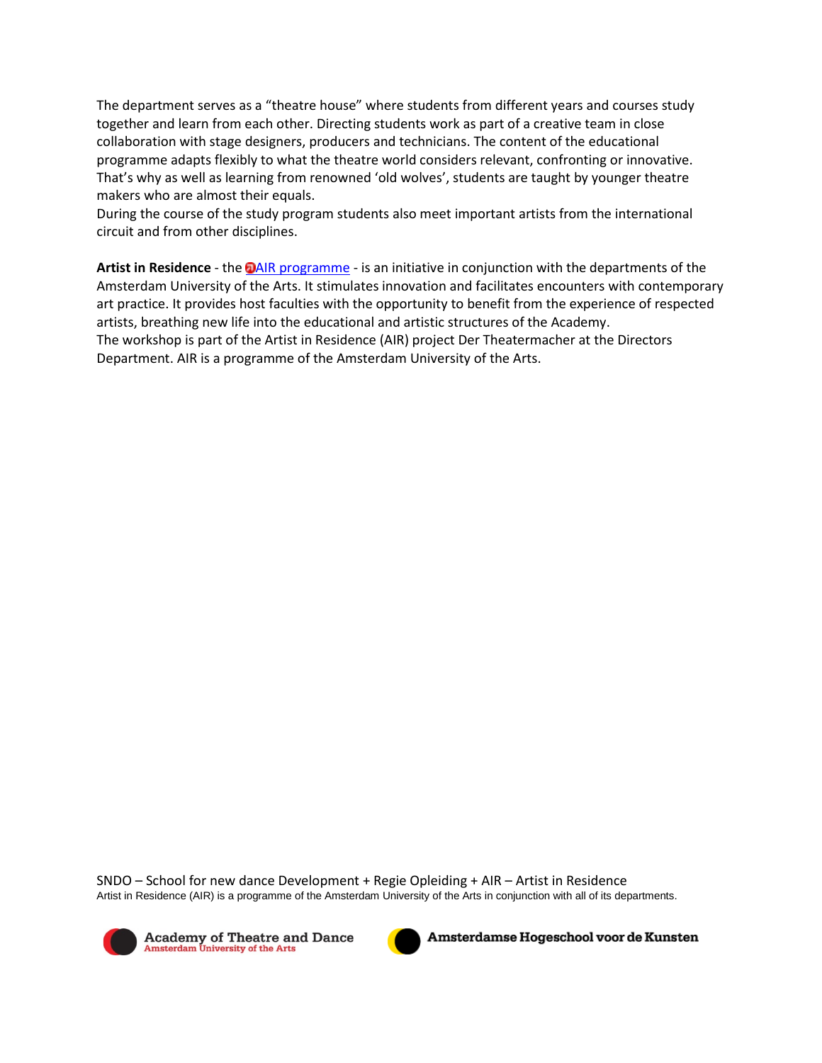The department serves as a "theatre house" where students from different years and courses study together and learn from each other. Directing students work as part of a creative team in close collaboration with stage designers, producers and technicians. The content of the educational programme adapts flexibly to what the theatre world considers relevant, confronting or innovative. That's why as well as learning from renowned 'old wolves', students are taught by younger theatre makers who are almost their equals.
During the course of the study program students also meet important artists from the international circuit and from other disciplines.

**Artist in Residence** - the AIR programme - is an initiative in conjunction with the departments of the Amsterdam University of the Arts. It stimulates innovation and facilitates encounters with contemporary art practice. It provides host faculties with the opportunity to benefit from the experience of respected artists, breathing new life into the educational and artistic structures of the Academy.
The workshop is part of the Artist in Residence (AIR) project Der Theatermacher at the Directors Department. AIR is a programme of the Amsterdam University of the Arts.

SNDO – School for new dance Development + Regie Opleiding + AIR – Artist in Residence
Artist in Residence (AIR) is a programme of the Amsterdam University of the Arts in conjunction with all of its departments.

Academy of Theatre and Dance
Amsterdam University of the Arts

Amsterdamse Hogeschool voor de Kunsten